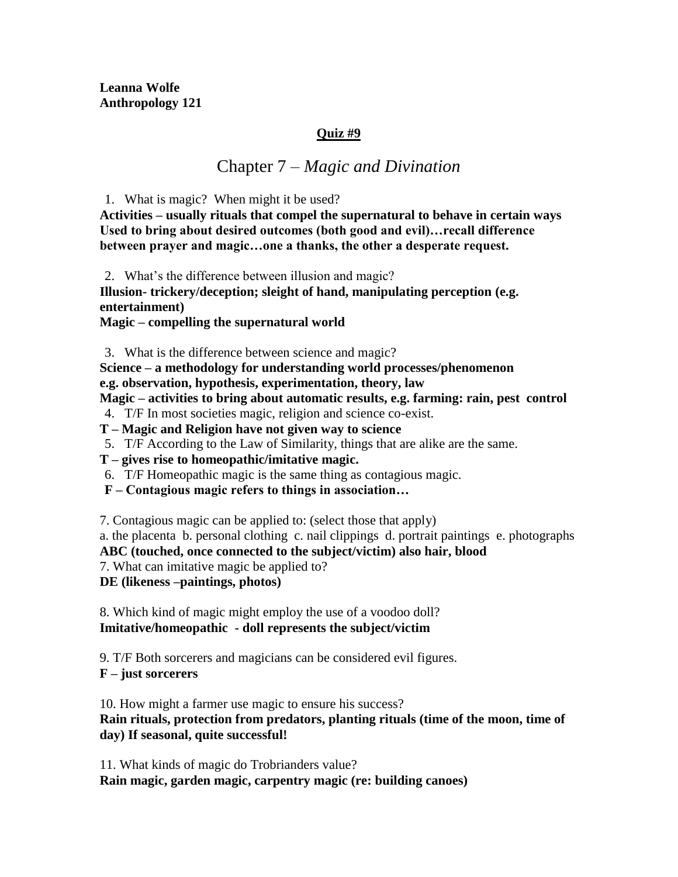**Leanna Wolfe**
**Anthropology 121**

**Quiz #9**

# Chapter 7 – *Magic and Divination*

1. What is magic? When might it be used?

**Activities – usually rituals that compel the supernatural to behave in certain ways Used to bring about desired outcomes (both good and evil)…recall difference between prayer and magic…one a thanks, the other a desperate request.**

2. What's the difference between illusion and magic?

**Illusion- trickery/deception; sleight of hand, manipulating perception (e.g. entertainment)**
**Magic – compelling the supernatural world**

3. What is the difference between science and magic?

**Science – a methodology for understanding world processes/phenomenon e.g. observation, hypothesis, experimentation, theory, law**
**Magic – activities to bring about automatic results, e.g. farming: rain, pest control**

4. T/F In most societies magic, religion and science co-exist.

**T – Magic and Religion have not given way to science**

5. T/F According to the Law of Similarity, things that are alike are the same.

**T – gives rise to homeopathic/imitative magic.**

6. T/F Homeopathic magic is the same thing as contagious magic.

**F – Contagious magic refers to things in association…**

7. Contagious magic can be applied to: (select those that apply)
a. the placenta b. personal clothing c. nail clippings d. portrait paintings e. photographs
**ABC (touched, once connected to the subject/victim) also hair, blood**

7. What can imitative magic be applied to?
**DE (likeness –paintings, photos)**

8. Which kind of magic might employ the use of a voodoo doll?
**Imitative/homeopathic - doll represents the subject/victim**

9. T/F Both sorcerers and magicians can be considered evil figures.
**F – just sorcerers**

10. How might a farmer use magic to ensure his success?
**Rain rituals, protection from predators, planting rituals (time of the moon, time of day) If seasonal, quite successful!**

11. What kinds of magic do Trobrianders value?
**Rain magic, garden magic, carpentry magic (re: building canoes)**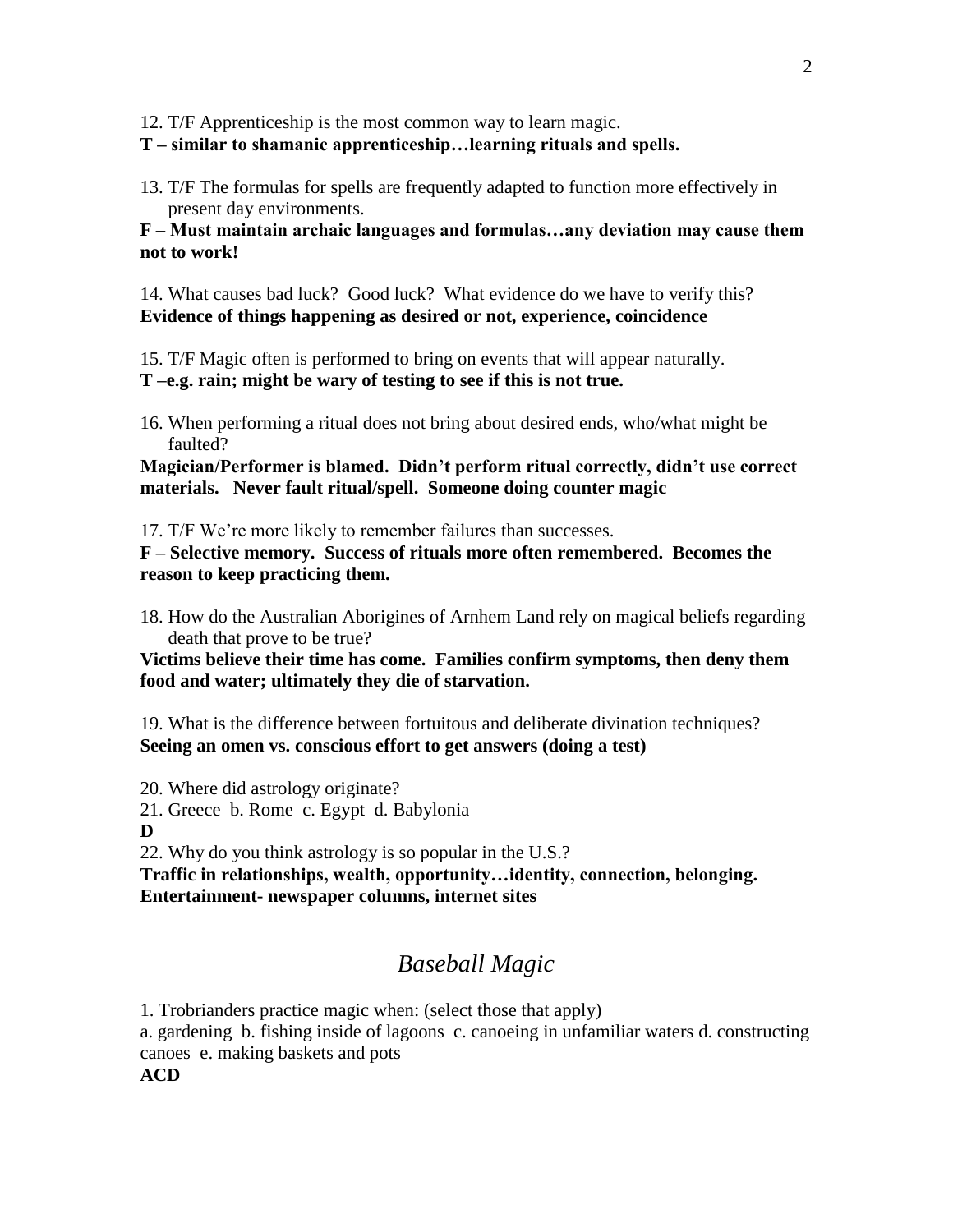12. T/F Apprenticeship is the most common way to learn magic.

**T – similar to shamanic apprenticeship…learning rituals and spells.**

13. T/F The formulas for spells are frequently adapted to function more effectively in present day environments.

**F – Must maintain archaic languages and formulas…any deviation may cause them not to work!**

14. What causes bad luck? Good luck? What evidence do we have to verify this?

**Evidence of things happening as desired or not, experience, coincidence**

15. T/F Magic often is performed to bring on events that will appear naturally.

**T –e.g. rain; might be wary of testing to see if this is not true.**

16. When performing a ritual does not bring about desired ends, who/what might be faulted?

**Magician/Performer is blamed. Didn't perform ritual correctly, didn't use correct materials. Never fault ritual/spell. Someone doing counter magic**

17. T/F We're more likely to remember failures than successes.

**F – Selective memory. Success of rituals more often remembered. Becomes the reason to keep practicing them.**

18. How do the Australian Aborigines of Arnhem Land rely on magical beliefs regarding death that prove to be true?

**Victims believe their time has come. Families confirm symptoms, then deny them food and water; ultimately they die of starvation.**

19. What is the difference between fortuitous and deliberate divination techniques?

**Seeing an omen vs. conscious effort to get answers (doing a test)**

20. Where did astrology originate?

21. Greece b. Rome c. Egypt d. Babylonia

**D**

22. Why do you think astrology is so popular in the U.S.?

**Traffic in relationships, wealth, opportunity…identity, connection, belonging. Entertainment- newspaper columns, internet sites**

## *Baseball Magic*

1. Trobrianders practice magic when: (select those that apply)

a. gardening b. fishing inside of lagoons c. canoeing in unfamiliar waters d. constructing canoes e. making baskets and pots

**ACD**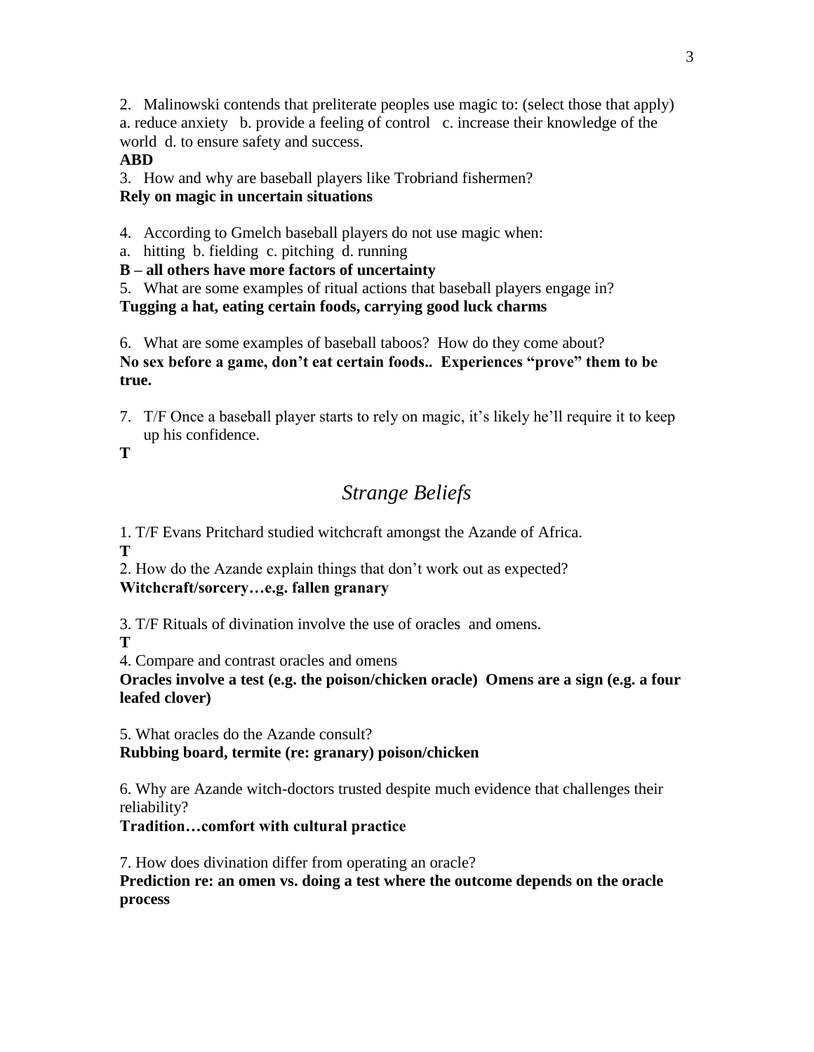2. Malinowski contends that preliterate peoples use magic to: (select those that apply)
a. reduce anxiety b. provide a feeling of control c. increase their knowledge of the world d. to ensure safety and success.
**ABD**

3. How and why are baseball players like Trobriand fishermen?
**Rely on magic in uncertain situations**

4. According to Gmelch baseball players do not use magic when:
a. hitting b. fielding c. pitching d. running
**B – all others have more factors of uncertainty**

5. What are some examples of ritual actions that baseball players engage in?
**Tugging a hat, eating certain foods, carrying good luck charms**

6. What are some examples of baseball taboos? How do they come about?
**No sex before a game, don't eat certain foods.. Experiences "prove" them to be true.**

7. T/F Once a baseball player starts to rely on magic, it's likely he'll require it to keep up his confidence.
**T**

## *Strange Beliefs*

1. T/F Evans Pritchard studied witchcraft amongst the Azande of Africa.
**T**

2. How do the Azande explain things that don't work out as expected?
**Witchcraft/sorcery…e.g. fallen granary**

3. T/F Rituals of divination involve the use of oracles and omens.
**T**

4. Compare and contrast oracles and omens
**Oracles involve a test (e.g. the poison/chicken oracle) Omens are a sign (e.g. a four leafed clover)**

5. What oracles do the Azande consult?
**Rubbing board, termite (re: granary) poison/chicken**

6. Why are Azande witch-doctors trusted despite much evidence that challenges their reliability?
**Tradition…comfort with cultural practice**

7. How does divination differ from operating an oracle?
**Prediction re: an omen vs. doing a test where the outcome depends on the oracle process**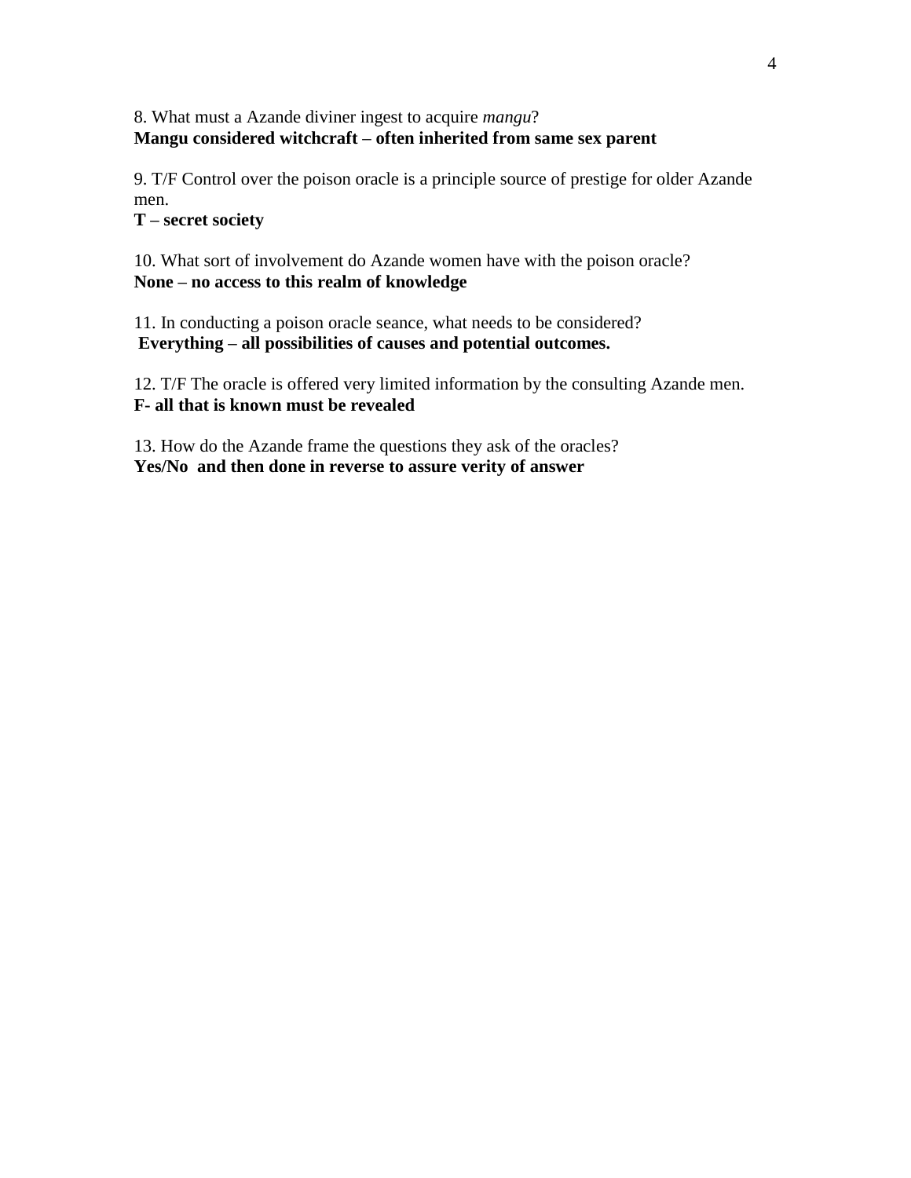8. What must a Azande diviner ingest to acquire *mangu*?
**Mangu considered witchcraft – often inherited from same sex parent**

9. T/F Control over the poison oracle is a principle source of prestige for older Azande men.
**T – secret society**

10. What sort of involvement do Azande women have with the poison oracle?
**None – no access to this realm of knowledge**

11. In conducting a poison oracle seance, what needs to be considered?
**Everything – all possibilities of causes and potential outcomes.**

12. T/F The oracle is offered very limited information by the consulting Azande men.
**F- all that is known must be revealed**

13. How do the Azande frame the questions they ask of the oracles?
**Yes/No and then done in reverse to assure verity of answer**